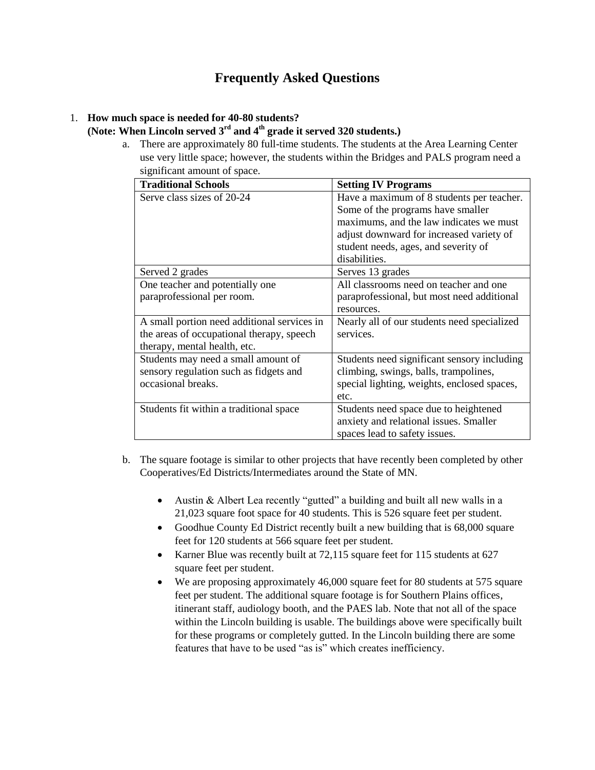# Frequently Asked Questions

1. **How much space is needed for 40-80 students?**
   **(Note: When Lincoln served 3rd and 4th grade it served 320 students.)**
   a. There are approximately 80 full-time students. The students at the Area Learning Center use very little space; however, the students within the Bridges and PALS program need a significant amount of space.

| Traditional Schools | Setting IV Programs |
|---|---|
| Serve class sizes of 20-24 | Have a maximum of 8 students per teacher. Some of the programs have smaller maximums, and the law indicates we must adjust downward for increased variety of student needs, ages, and severity of disabilities. |
| Served 2 grades | Serves 13 grades |
| One teacher and potentially one paraprofessional per room. | All classrooms need on teacher and one paraprofessional, but most need additional resources. |
| A small portion need additional services in the areas of occupational therapy, speech therapy, mental health, etc. | Nearly all of our students need specialized services. |
| Students may need a small amount of sensory regulation such as fidgets and occasional breaks. | Students need significant sensory including climbing, swings, balls, trampolines, special lighting, weights, enclosed spaces, etc. |
| Students fit within a traditional space | Students need space due to heightened anxiety and relational issues. Smaller spaces lead to safety issues. |

   b. The square footage is similar to other projects that have recently been completed by other Cooperatives/Ed Districts/Intermediates around the State of MN.

      - Austin & Albert Lea recently "gutted" a building and built all new walls in a 21,023 square foot space for 40 students. This is 526 square feet per student.
      - Goodhue County Ed District recently built a new building that is 68,000 square feet for 120 students at 566 square feet per student.
      - Karner Blue was recently built at 72,115 square feet for 115 students at 627 square feet per student.
      - We are proposing approximately 46,000 square feet for 80 students at 575 square feet per student. The additional square footage is for Southern Plains offices, itinerant staff, audiology booth, and the PAES lab. Note that not all of the space within the Lincoln building is usable. The buildings above were specifically built for these programs or completely gutted. In the Lincoln building there are some features that have to be used "as is" which creates inefficiency.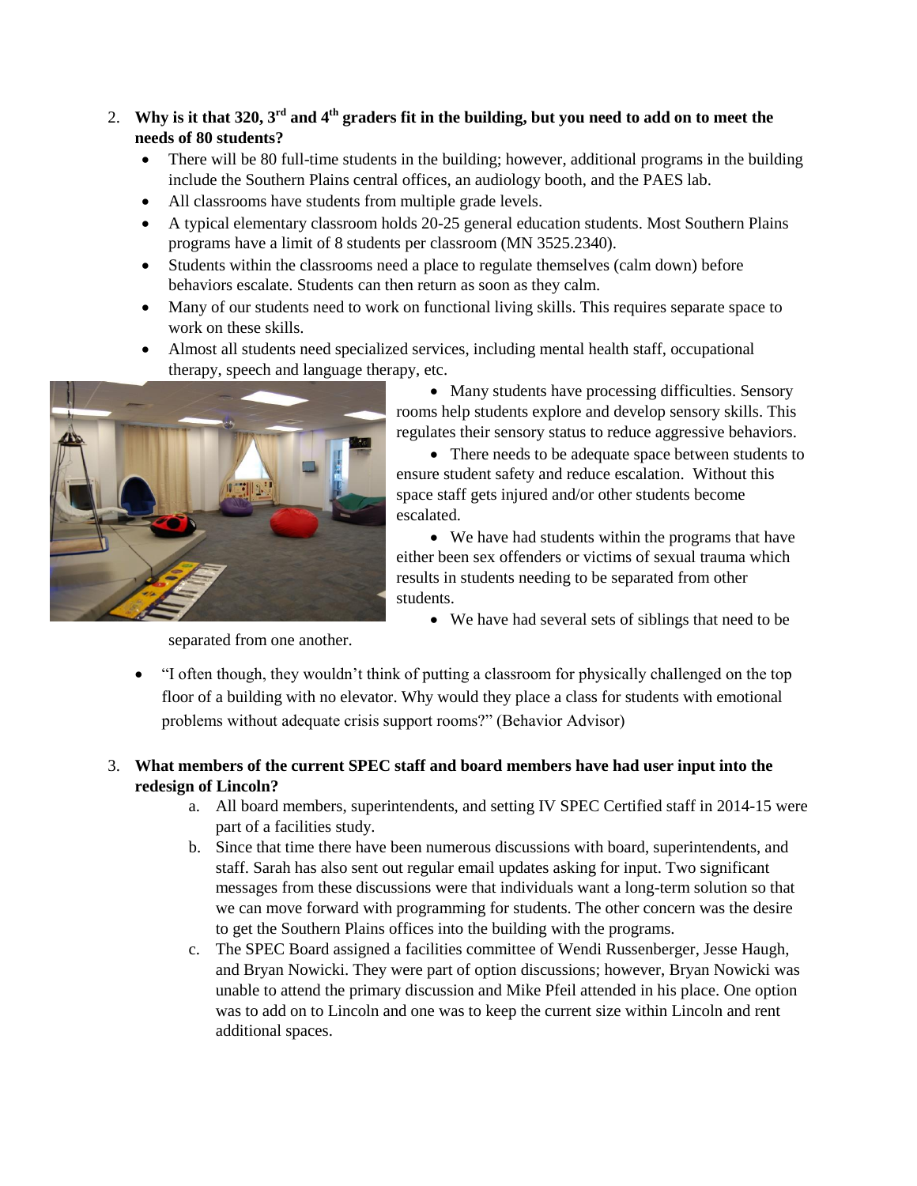2. **Why is it that 320, 3rd and 4th graders fit in the building, but you need to add on to meet the needs of 80 students?**
   - There will be 80 full-time students in the building; however, additional programs in the building include the Southern Plains central offices, an audiology booth, and the PAES lab.
   - All classrooms have students from multiple grade levels.
   - A typical elementary classroom holds 20-25 general education students. Most Southern Plains programs have a limit of 8 students per classroom (MN 3525.2340).
   - Students within the classrooms need a place to regulate themselves (calm down) before behaviors escalate. Students can then return as soon as they calm.
   - Many of our students need to work on functional living skills. This requires separate space to work on these skills.
   - Almost all students need specialized services, including mental health staff, occupational therapy, speech and language therapy, etc.
   - Many students have processing difficulties. Sensory rooms help students explore and develop sensory skills. This regulates their sensory status to reduce aggressive behaviors.
   - There needs to be adequate space between students to ensure student safety and reduce escalation. Without this space staff gets injured and/or other students become escalated.
   - We have had students within the programs that have either been sex offenders or victims of sexual trauma which results in students needing to be separated from other students.
   - We have had several sets of siblings that need to be separated from one another.
   - "I often though, they wouldn't think of putting a classroom for physically challenged on the top floor of a building with no elevator. Why would they place a class for students with emotional problems without adequate crisis support rooms?" (Behavior Advisor)

3. **What members of the current SPEC staff and board members have had user input into the redesign of Lincoln?**
   a. All board members, superintendents, and setting IV SPEC Certified staff in 2014-15 were part of a facilities study.
   b. Since that time there have been numerous discussions with board, superintendents, and staff. Sarah has also sent out regular email updates asking for input. Two significant messages from these discussions were that individuals want a long-term solution so that we can move forward with programming for students. The other concern was the desire to get the Southern Plains offices into the building with the programs.
   c. The SPEC Board assigned a facilities committee of Wendi Russenberger, Jesse Haugh, and Bryan Nowicki. They were part of option discussions; however, Bryan Nowicki was unable to attend the primary discussion and Mike Pfeil attended in his place. One option was to add on to Lincoln and one was to keep the current size within Lincoln and rent additional spaces.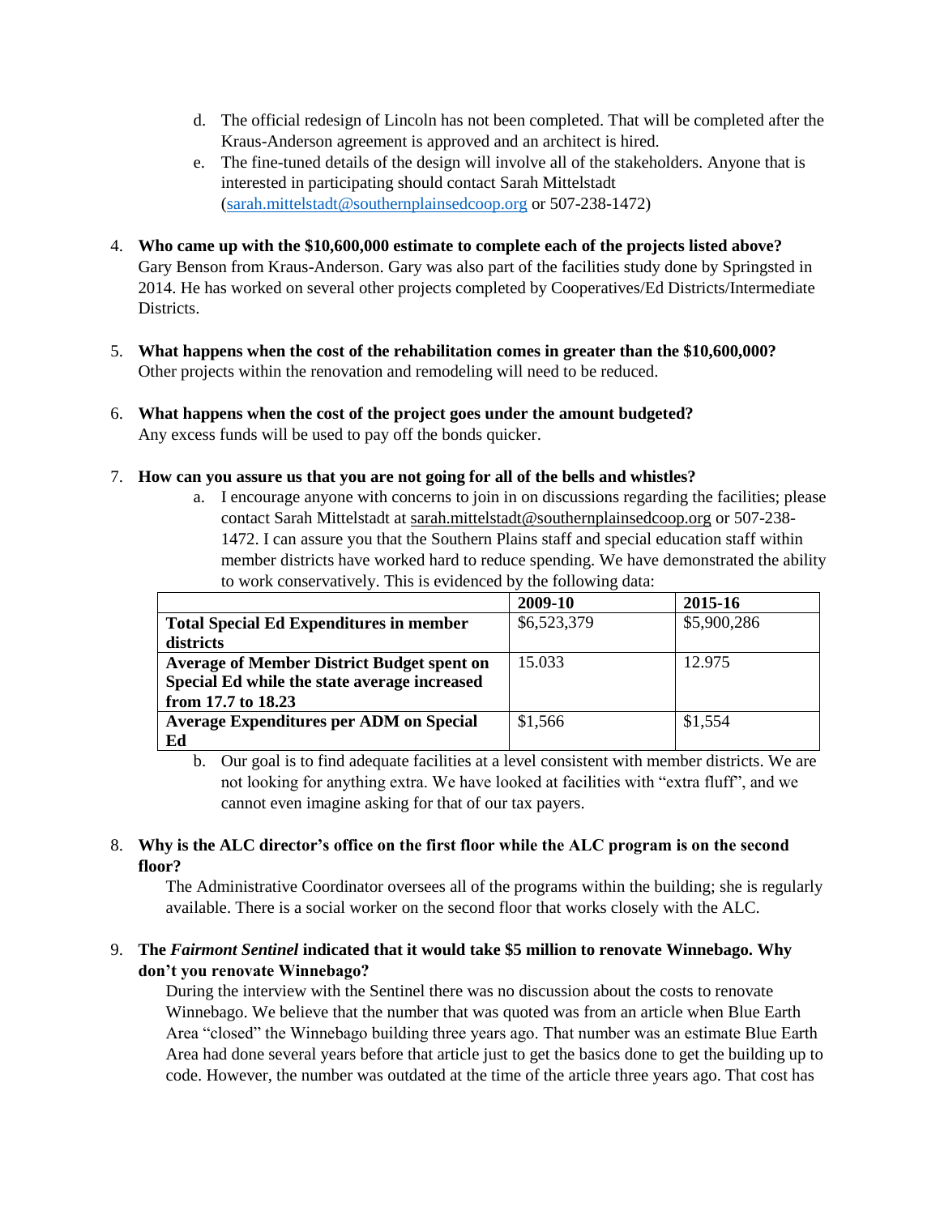d. The official redesign of Lincoln has not been completed. That will be completed after the Kraus-Anderson agreement is approved and an architect is hired.
   e. The fine-tuned details of the design will involve all of the stakeholders. Anyone that is interested in participating should contact Sarah Mittelstadt (sarah.mittelstadt@southernplainsedcoop.org or 507-238-1472)

4. **Who came up with the $10,600,000 estimate to complete each of the projects listed above?**
   Gary Benson from Kraus-Anderson. Gary was also part of the facilities study done by Springsted in 2014. He has worked on several other projects completed by Cooperatives/Ed Districts/Intermediate Districts.

5. **What happens when the cost of the rehabilitation comes in greater than the $10,600,000?**
   Other projects within the renovation and remodeling will need to be reduced.

6. **What happens when the cost of the project goes under the amount budgeted?**
   Any excess funds will be used to pay off the bonds quicker.

7. **How can you assure us that you are not going for all of the bells and whistles?**
   a. I encourage anyone with concerns to join in on discussions regarding the facilities; please contact Sarah Mittelstadt at sarah.mittelstadt@southernplainsedcoop.org or 507-238-1472. I can assure you that the Southern Plains staff and special education staff within member districts have worked hard to reduce spending. We have demonstrated the ability to work conservatively. This is evidenced by the following data:

| | 2009-10 | 2015-16 |
|---|---|---|
| **Total Special Ed Expenditures in member districts** | $6,523,379 | $5,900,286 |
| **Average of Member District Budget spent on Special Ed while the state average increased from 17.7 to 18.23** | 15.033 | 12.975 |
| **Average Expenditures per ADM on Special Ed** | $1,566 | $1,554 |

   b. Our goal is to find adequate facilities at a level consistent with member districts. We are not looking for anything extra. We have looked at facilities with "extra fluff", and we cannot even imagine asking for that of our tax payers.

8. **Why is the ALC director's office on the first floor while the ALC program is on the second floor?**
   The Administrative Coordinator oversees all of the programs within the building; she is regularly available. There is a social worker on the second floor that works closely with the ALC.

9. **The *Fairmont Sentinel* indicated that it would take $5 million to renovate Winnebago. Why don't you renovate Winnebago?**
   During the interview with the Sentinel there was no discussion about the costs to renovate Winnebago. We believe that the number that was quoted was from an article when Blue Earth Area "closed" the Winnebago building three years ago. That number was an estimate Blue Earth Area had done several years before that article just to get the basics done to get the building up to code. However, the number was outdated at the time of the article three years ago. That cost has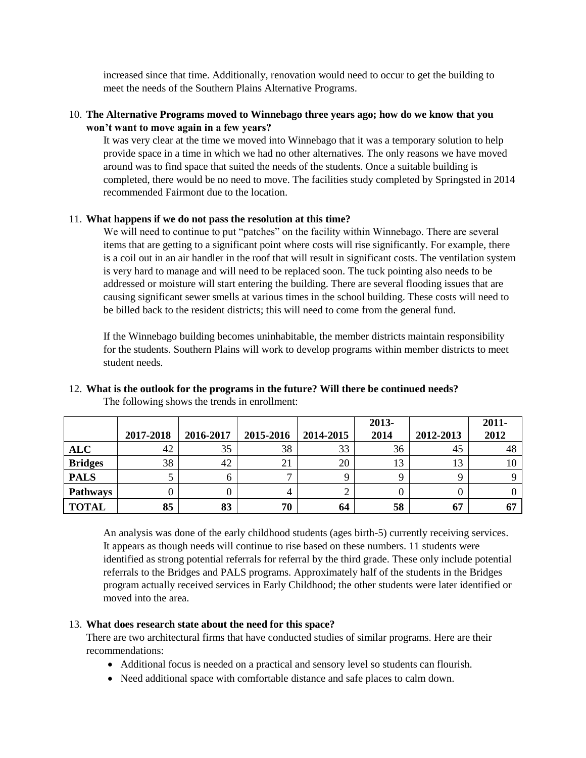increased since that time. Additionally, renovation would need to occur to get the building to meet the needs of the Southern Plains Alternative Programs.

10. **The Alternative Programs moved to Winnebago three years ago; how do we know that you won't want to move again in a few years?**

    It was very clear at the time we moved into Winnebago that it was a temporary solution to help provide space in a time in which we had no other alternatives. The only reasons we have moved around was to find space that suited the needs of the students. Once a suitable building is completed, there would be no need to move. The facilities study completed by Springsted in 2014 recommended Fairmont due to the location.

11. **What happens if we do not pass the resolution at this time?**

    We will need to continue to put "patches" on the facility within Winnebago. There are several items that are getting to a significant point where costs will rise significantly. For example, there is a coil out in an air handler in the roof that will result in significant costs. The ventilation system is very hard to manage and will need to be replaced soon. The tuck pointing also needs to be addressed or moisture will start entering the building. There are several flooding issues that are causing significant sewer smells at various times in the school building. These costs will need to be billed back to the resident districts; this will need to come from the general fund.

    If the Winnebago building becomes uninhabitable, the member districts maintain responsibility for the students. Southern Plains will work to develop programs within member districts to meet student needs.

12. **What is the outlook for the programs in the future? Will there be continued needs?**

    The following shows the trends in enrollment:

| | 2017-2018 | 2016-2017 | 2015-2016 | 2014-2015 | 2013-2014 | 2012-2013 | 2011-2012 |
|---|---|---|---|---|---|---|---|
| **ALC** | 42 | 35 | 38 | 33 | 36 | 45 | 48 |
| **Bridges** | 38 | 42 | 21 | 20 | 13 | 13 | 10 |
| **PALS** | 5 | 6 | 7 | 9 | 9 | 9 | 9 |
| **Pathways** | 0 | 0 | 4 | 2 | 0 | 0 | 0 |
| **TOTAL** | **85** | **83** | **70** | **64** | **58** | **67** | **67** |

    An analysis was done of the early childhood students (ages birth-5) currently receiving services. It appears as though needs will continue to rise based on these numbers. 11 students were identified as strong potential referrals for referral by the third grade. These only include potential referrals to the Bridges and PALS programs. Approximately half of the students in the Bridges program actually received services in Early Childhood; the other students were later identified or moved into the area.

13. **What does research state about the need for this space?**

    There are two architectural firms that have conducted studies of similar programs. Here are their recommendations:

    - Additional focus is needed on a practical and sensory level so students can flourish.
    - Need additional space with comfortable distance and safe places to calm down.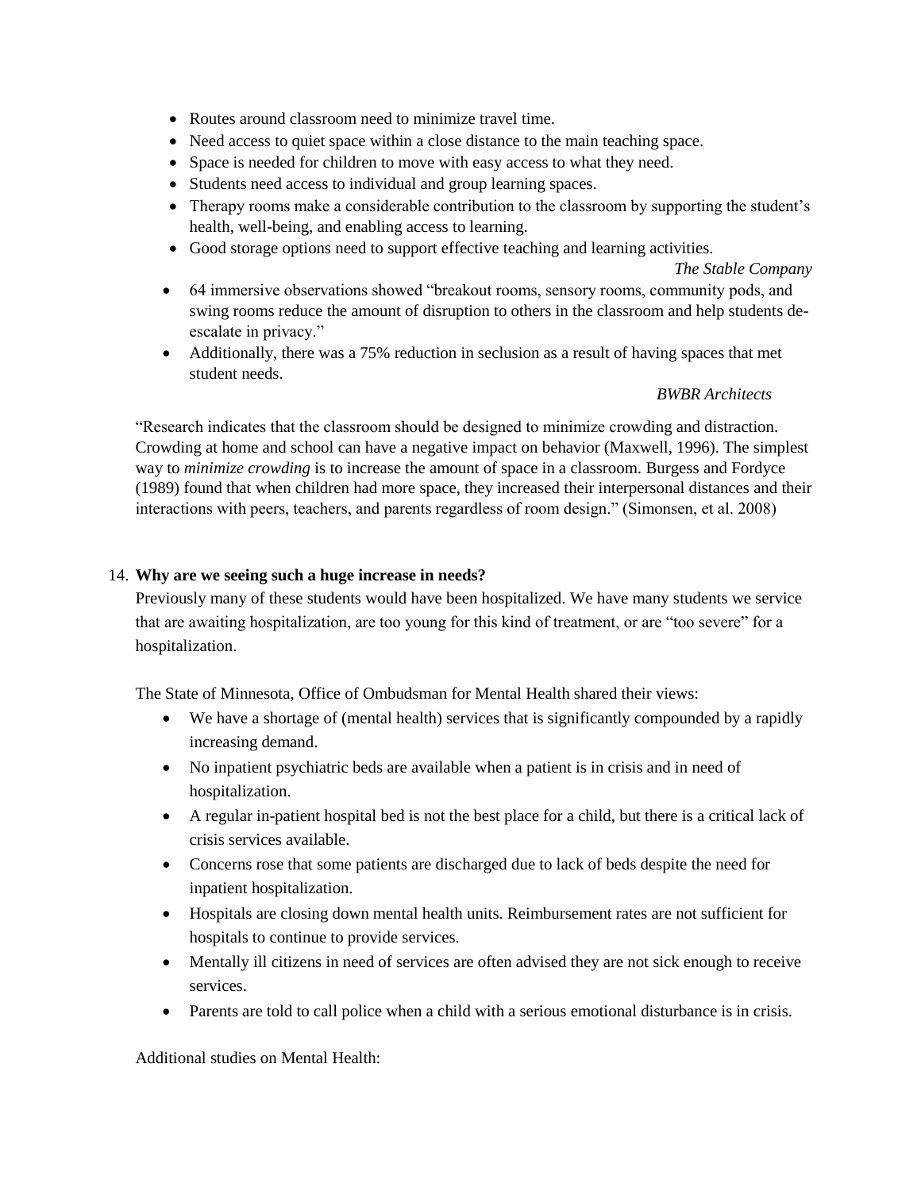- Routes around classroom need to minimize travel time.
- Need access to quiet space within a close distance to the main teaching space.
- Space is needed for children to move with easy access to what they need.
- Students need access to individual and group learning spaces.
- Therapy rooms make a considerable contribution to the classroom by supporting the student's health, well-being, and enabling access to learning.
- Good storage options need to support effective teaching and learning activities.

*The Stable Company*

- 64 immersive observations showed "breakout rooms, sensory rooms, community pods, and swing rooms reduce the amount of disruption to others in the classroom and help students de-escalate in privacy."
- Additionally, there was a 75% reduction in seclusion as a result of having spaces that met student needs.

*BWBR Architects*

"Research indicates that the classroom should be designed to minimize crowding and distraction. Crowding at home and school can have a negative impact on behavior (Maxwell, 1996). The simplest way to *minimize crowding* is to increase the amount of space in a classroom. Burgess and Fordyce (1989) found that when children had more space, they increased their interpersonal distances and their interactions with peers, teachers, and parents regardless of room design." (Simonsen, et al. 2008)

14. **Why are we seeing such a huge increase in needs?**

Previously many of these students would have been hospitalized. We have many students we service that are awaiting hospitalization, are too young for this kind of treatment, or are "too severe" for a hospitalization.

The State of Minnesota, Office of Ombudsman for Mental Health shared their views:

- We have a shortage of (mental health) services that is significantly compounded by a rapidly increasing demand.
- No inpatient psychiatric beds are available when a patient is in crisis and in need of hospitalization.
- A regular in-patient hospital bed is not the best place for a child, but there is a critical lack of crisis services available.
- Concerns rose that some patients are discharged due to lack of beds despite the need for inpatient hospitalization.
- Hospitals are closing down mental health units. Reimbursement rates are not sufficient for hospitals to continue to provide services.
- Mentally ill citizens in need of services are often advised they are not sick enough to receive services.
- Parents are told to call police when a child with a serious emotional disturbance is in crisis.

Additional studies on Mental Health: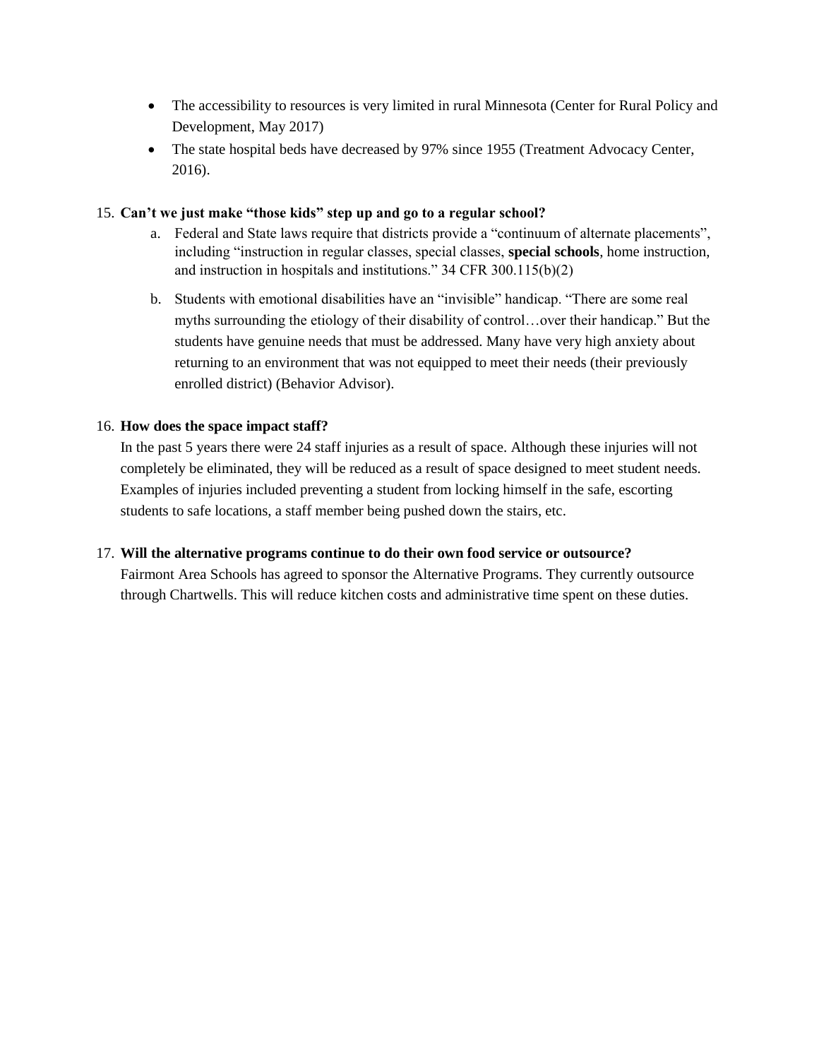- The accessibility to resources is very limited in rural Minnesota (Center for Rural Policy and Development, May 2017)
- The state hospital beds have decreased by 97% since 1955 (Treatment Advocacy Center, 2016).

15. **Can't we just make "those kids" step up and go to a regular school?**
    a. Federal and State laws require that districts provide a "continuum of alternate placements", including "instruction in regular classes, special classes, **special schools**, home instruction, and instruction in hospitals and institutions." 34 CFR 300.115(b)(2)
    b. Students with emotional disabilities have an "invisible" handicap. "There are some real myths surrounding the etiology of their disability of control…over their handicap." But the students have genuine needs that must be addressed. Many have very high anxiety about returning to an environment that was not equipped to meet their needs (their previously enrolled district) (Behavior Advisor).

16. **How does the space impact staff?**
    In the past 5 years there were 24 staff injuries as a result of space. Although these injuries will not completely be eliminated, they will be reduced as a result of space designed to meet student needs. Examples of injuries included preventing a student from locking himself in the safe, escorting students to safe locations, a staff member being pushed down the stairs, etc.

17. **Will the alternative programs continue to do their own food service or outsource?**
    Fairmont Area Schools has agreed to sponsor the Alternative Programs. They currently outsource through Chartwells. This will reduce kitchen costs and administrative time spent on these duties.